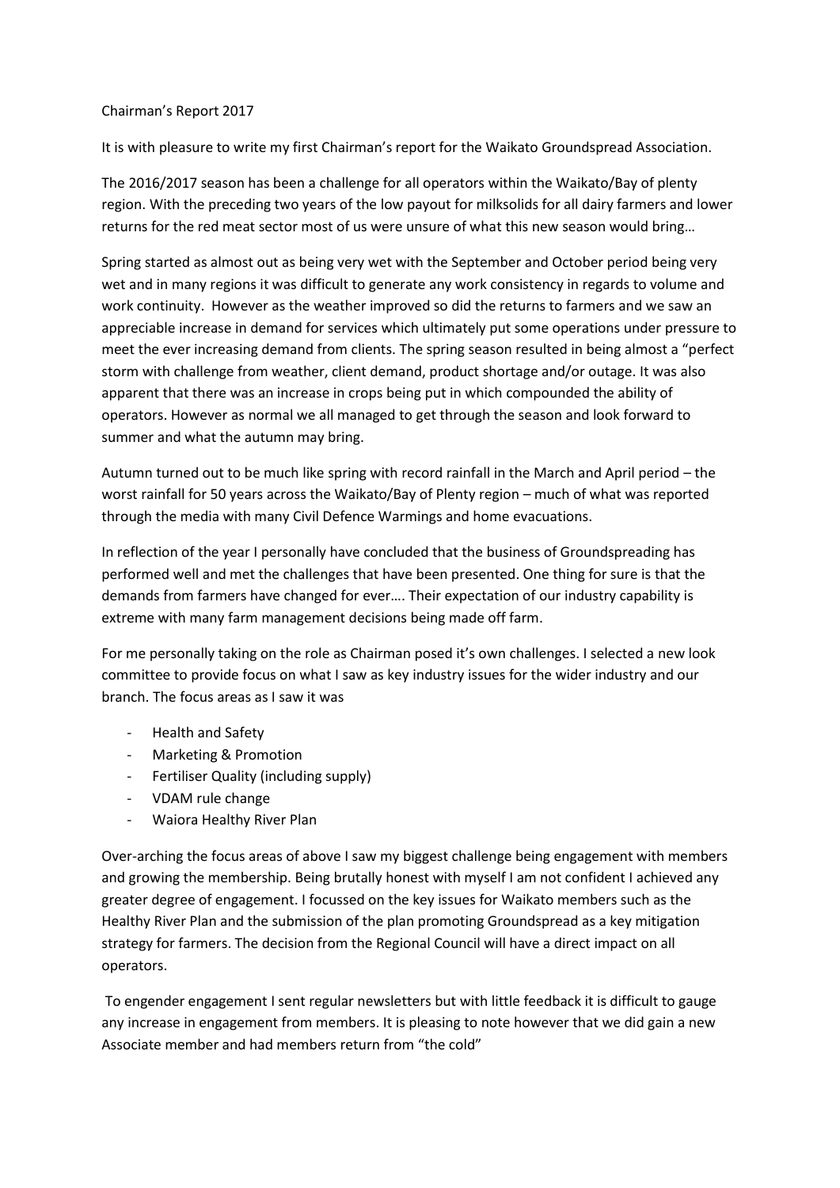Chairman's Report 2017

It is with pleasure to write my first Chairman's report for the Waikato Groundspread Association.

The 2016/2017 season has been a challenge for all operators within the Waikato/Bay of plenty region. With the preceding two years of the low payout for milksolids for all dairy farmers and lower returns for the red meat sector most of us were unsure of what this new season would bring…

Spring started as almost out as being very wet with the September and October period being very wet and in many regions it was difficult to generate any work consistency in regards to volume and work continuity. However as the weather improved so did the returns to farmers and we saw an appreciable increase in demand for services which ultimately put some operations under pressure to meet the ever increasing demand from clients. The spring season resulted in being almost a "perfect storm with challenge from weather, client demand, product shortage and/or outage. It was also apparent that there was an increase in crops being put in which compounded the ability of operators. However as normal we all managed to get through the season and look forward to summer and what the autumn may bring.

Autumn turned out to be much like spring with record rainfall in the March and April period – the worst rainfall for 50 years across the Waikato/Bay of Plenty region – much of what was reported through the media with many Civil Defence Warmings and home evacuations.

In reflection of the year I personally have concluded that the business of Groundspreading has performed well and met the challenges that have been presented. One thing for sure is that the demands from farmers have changed for ever…. Their expectation of our industry capability is extreme with many farm management decisions being made off farm.

For me personally taking on the role as Chairman posed it's own challenges. I selected a new look committee to provide focus on what I saw as key industry issues for the wider industry and our branch. The focus areas as I saw it was

- Health and Safety
- Marketing & Promotion
- Fertiliser Quality (including supply)
- VDAM rule change
- Waiora Healthy River Plan

Over-arching the focus areas of above I saw my biggest challenge being engagement with members and growing the membership. Being brutally honest with myself I am not confident I achieved any greater degree of engagement. I focussed on the key issues for Waikato members such as the Healthy River Plan and the submission of the plan promoting Groundspread as a key mitigation strategy for farmers. The decision from the Regional Council will have a direct impact on all operators.

To engender engagement I sent regular newsletters but with little feedback it is difficult to gauge any increase in engagement from members. It is pleasing to note however that we did gain a new Associate member and had members return from "the cold"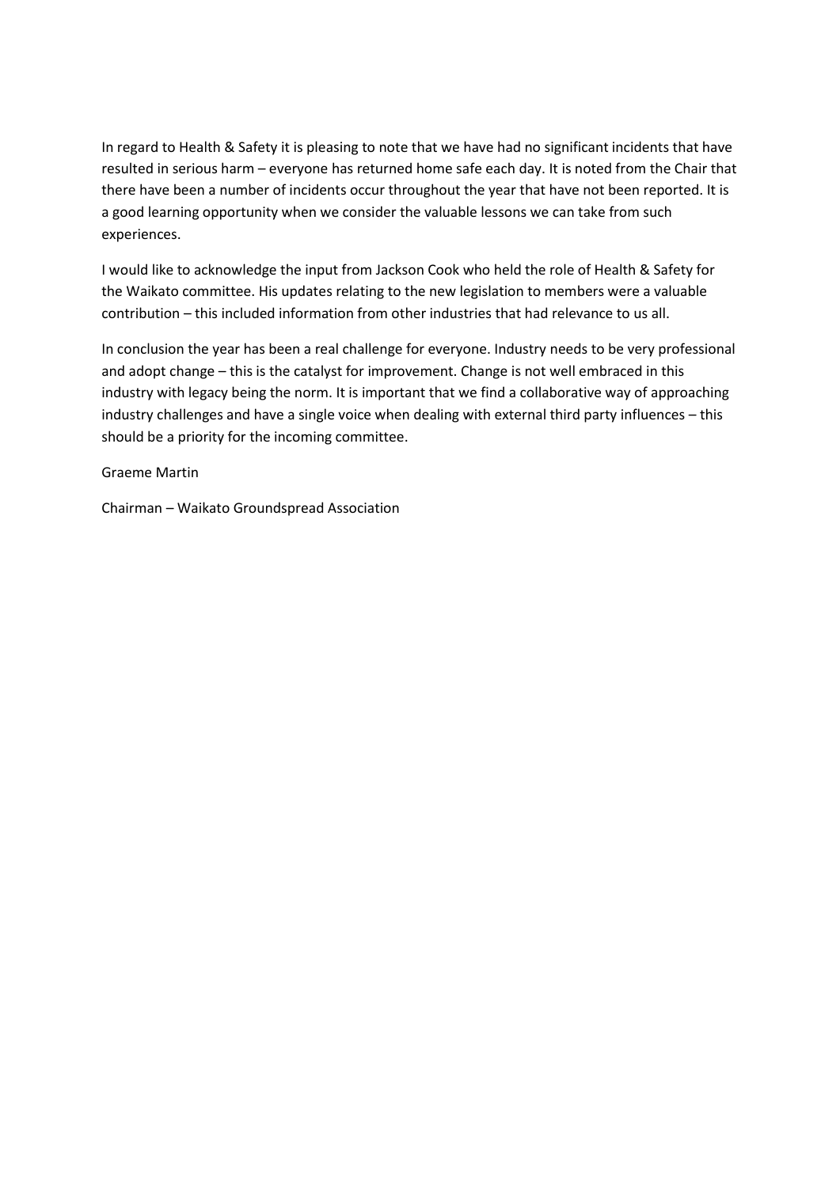In regard to Health & Safety it is pleasing to note that we have had no significant incidents that have resulted in serious harm – everyone has returned home safe each day. It is noted from the Chair that there have been a number of incidents occur throughout the year that have not been reported. It is a good learning opportunity when we consider the valuable lessons we can take from such experiences.

I would like to acknowledge the input from Jackson Cook who held the role of Health & Safety for the Waikato committee. His updates relating to the new legislation to members were a valuable contribution – this included information from other industries that had relevance to us all.

In conclusion the year has been a real challenge for everyone. Industry needs to be very professional and adopt change – this is the catalyst for improvement. Change is not well embraced in this industry with legacy being the norm. It is important that we find a collaborative way of approaching industry challenges and have a single voice when dealing with external third party influences – this should be a priority for the incoming committee.

Graeme Martin

Chairman – Waikato Groundspread Association